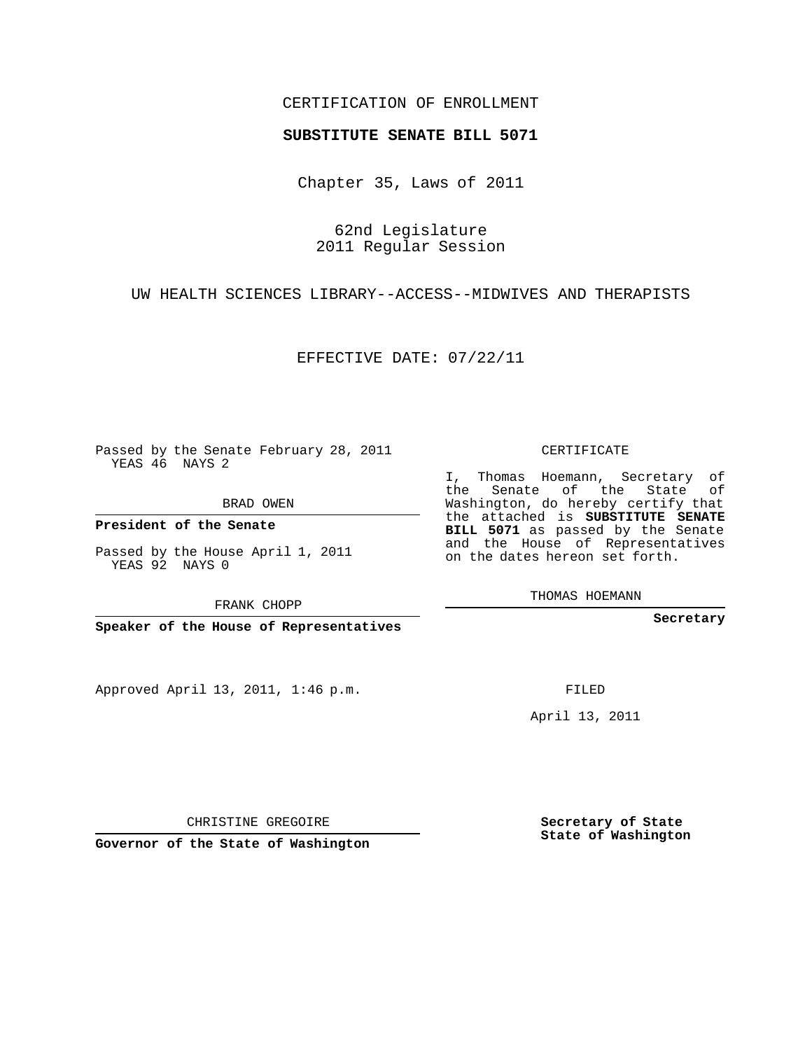CERTIFICATION OF ENROLLMENT

**SUBSTITUTE SENATE BILL 5071**

Chapter 35, Laws of 2011

62nd Legislature
2011 Regular Session

UW HEALTH SCIENCES LIBRARY--ACCESS--MIDWIVES AND THERAPISTS

EFFECTIVE DATE: 07/22/11

Passed by the Senate February 28, 2011
YEAS 46 NAYS 2

BRAD OWEN

**President of the Senate**

Passed by the House April 1, 2011
YEAS 92 NAYS 0

FRANK CHOPP

**Speaker of the House of Representatives**

Approved April 13, 2011, 1:46 p.m.

CHRISTINE GREGOIRE

**Governor of the State of Washington**

CERTIFICATE

I, Thomas Hoemann, Secretary of the Senate of the State of Washington, do hereby certify that the attached is **SUBSTITUTE SENATE BILL 5071** as passed by the Senate and the House of Representatives on the dates hereon set forth.

THOMAS HOEMANN

**Secretary**

FILED

April 13, 2011

**Secretary of State**
**State of Washington**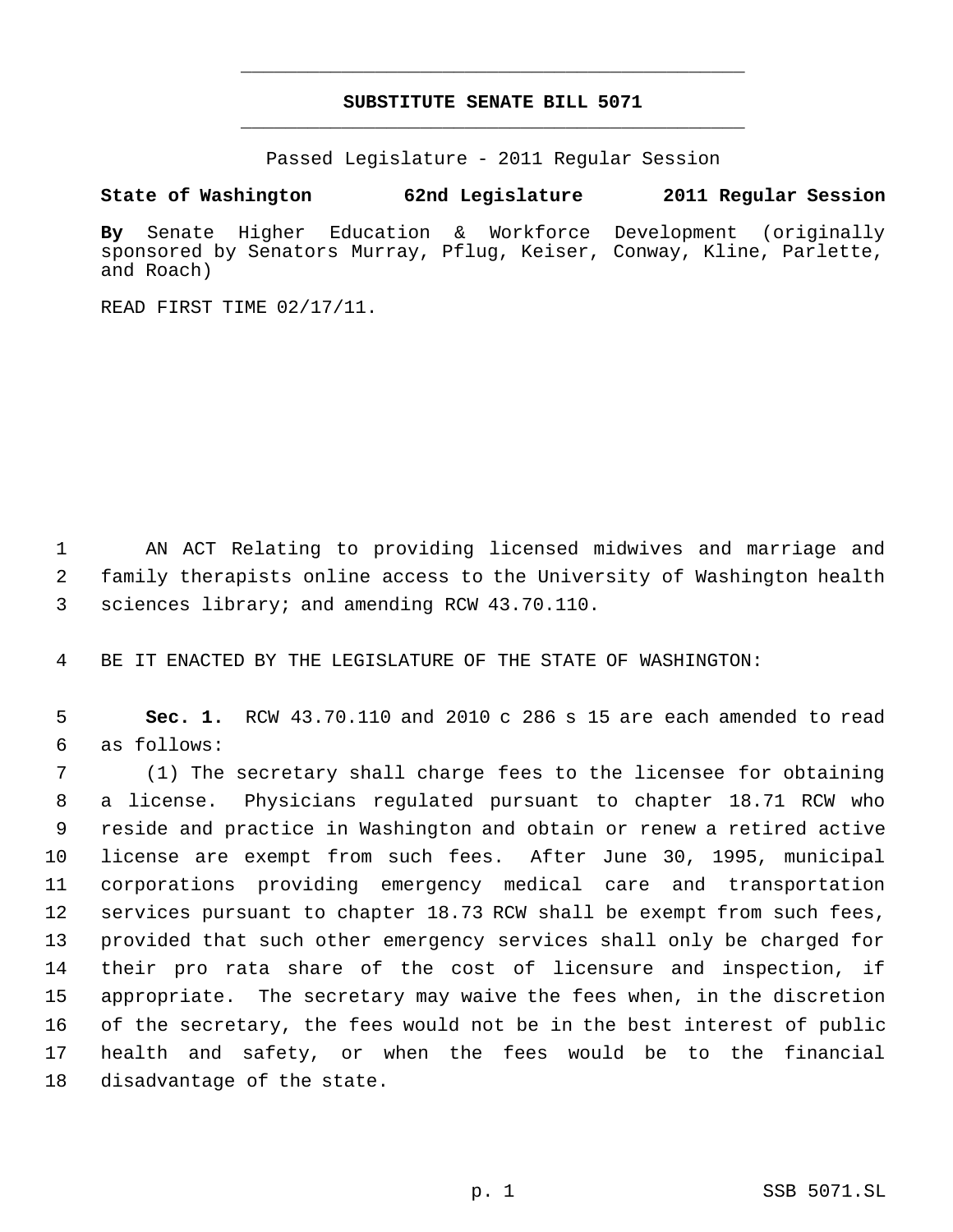# SUBSTITUTE SENATE BILL 5071

Passed Legislature - 2011 Regular Session

**State of Washington 62nd Legislature 2011 Regular Session**

**By** Senate Higher Education & Workforce Development (originally sponsored by Senators Murray, Pflug, Keiser, Conway, Kline, Parlette, and Roach)

READ FIRST TIME 02/17/11.

AN ACT Relating to providing licensed midwives and marriage and family therapists online access to the University of Washington health sciences library; and amending RCW 43.70.110.

BE IT ENACTED BY THE LEGISLATURE OF THE STATE OF WASHINGTON:

**Sec. 1.** RCW 43.70.110 and 2010 c 286 s 15 are each amended to read as follows:

(1) The secretary shall charge fees to the licensee for obtaining a license. Physicians regulated pursuant to chapter 18.71 RCW who reside and practice in Washington and obtain or renew a retired active license are exempt from such fees. After June 30, 1995, municipal corporations providing emergency medical care and transportation services pursuant to chapter 18.73 RCW shall be exempt from such fees, provided that such other emergency services shall only be charged for their pro rata share of the cost of licensure and inspection, if appropriate. The secretary may waive the fees when, in the discretion of the secretary, the fees would not be in the best interest of public health and safety, or when the fees would be to the financial disadvantage of the state.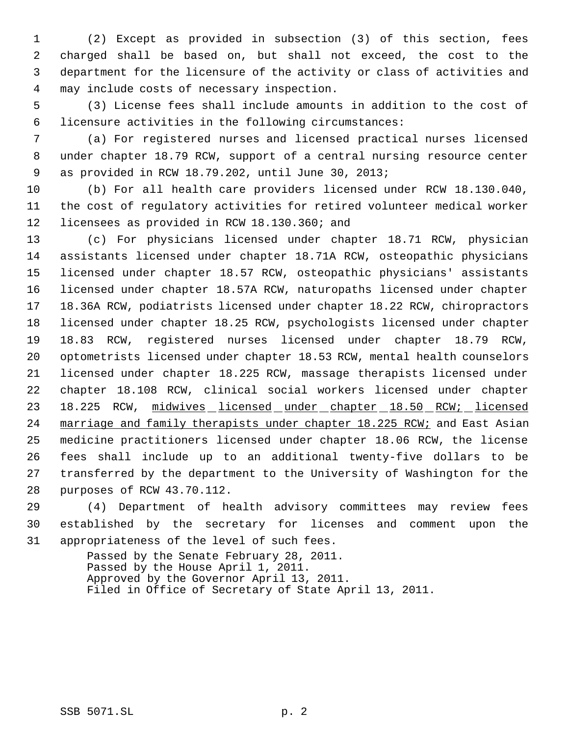(2) Except as provided in subsection (3) of this section, fees charged shall be based on, but shall not exceed, the cost to the department for the licensure of the activity or class of activities and may include costs of necessary inspection.

(3) License fees shall include amounts in addition to the cost of licensure activities in the following circumstances:

(a) For registered nurses and licensed practical nurses licensed under chapter 18.79 RCW, support of a central nursing resource center as provided in RCW 18.79.202, until June 30, 2013;

(b) For all health care providers licensed under RCW 18.130.040, the cost of regulatory activities for retired volunteer medical worker licensees as provided in RCW 18.130.360; and

(c) For physicians licensed under chapter 18.71 RCW, physician assistants licensed under chapter 18.71A RCW, osteopathic physicians licensed under chapter 18.57 RCW, osteopathic physicians' assistants licensed under chapter 18.57A RCW, naturopaths licensed under chapter 18.36A RCW, podiatrists licensed under chapter 18.22 RCW, chiropractors licensed under chapter 18.25 RCW, psychologists licensed under chapter 18.83 RCW, registered nurses licensed under chapter 18.79 RCW, optometrists licensed under chapter 18.53 RCW, mental health counselors licensed under chapter 18.225 RCW, massage therapists licensed under chapter 18.108 RCW, clinical social workers licensed under chapter 18.225 RCW, <u>midwives licensed under chapter 18.50 RCW; licensed marriage and family therapists under chapter 18.225 RCW;</u> and East Asian medicine practitioners licensed under chapter 18.06 RCW, the license fees shall include up to an additional twenty-five dollars to be transferred by the department to the University of Washington for the purposes of RCW 43.70.112.

(4) Department of health advisory committees may review fees established by the secretary for licenses and comment upon the appropriateness of the level of such fees.

Passed by the Senate February 28, 2011.
Passed by the House April 1, 2011.
Approved by the Governor April 13, 2011.
Filed in Office of Secretary of State April 13, 2011.